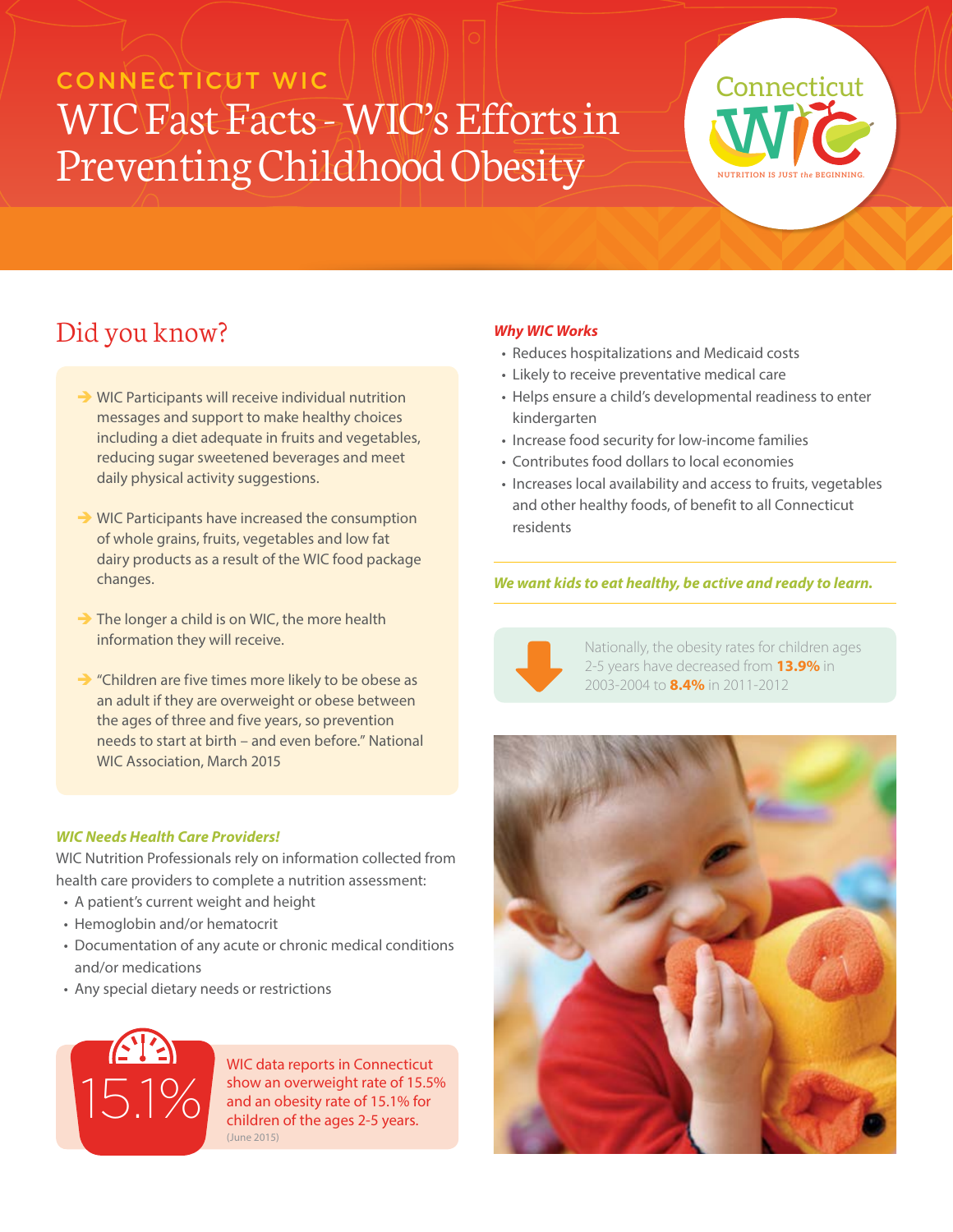CONNECTICUT WIC

# WIC Fast Facts - WIC's Efforts in Preventing Childhood Obesity

Connecticut WIC
NUTRITION IS JUST *the* BEGINNING.

## Did you know?

- WIC Participants will receive individual nutrition messages and support to make healthy choices including a diet adequate in fruits and vegetables, reducing sugar sweetened beverages and meet daily physical activity suggestions.
- WIC Participants have increased the consumption of whole grains, fruits, vegetables and low fat dairy products as a result of the WIC food package changes.
- The longer a child is on WIC, the more health information they will receive.
- "Children are five times more likely to be obese as an adult if they are overweight or obese between the ages of three and five years, so prevention needs to start at birth – and even before." National WIC Association, March 2015

### *WIC Needs Health Care Providers!*

WIC Nutrition Professionals rely on information collected from health care providers to complete a nutrition assessment:

- A patient's current weight and height
- Hemoglobin and/or hematocrit
- Documentation of any acute or chronic medical conditions and/or medications
- Any special dietary needs or restrictions

15.1%

WIC data reports in Connecticut show an overweight rate of 15.5% and an obesity rate of 15.1% for children of the ages 2-5 years.
(June 2015)

### *Why WIC Works*

- Reduces hospitalizations and Medicaid costs
- Likely to receive preventative medical care
- Helps ensure a child's developmental readiness to enter kindergarten
- Increase food security for low-income families
- Contributes food dollars to local economies
- Increases local availability and access to fruits, vegetables and other healthy foods, of benefit to all Connecticut residents

***We want kids to eat healthy, be active and ready to learn.***

Nationally, the obesity rates for children ages 2-5 years have decreased from **13.9%** in 2003-2004 to **8.4%** in 2011-2012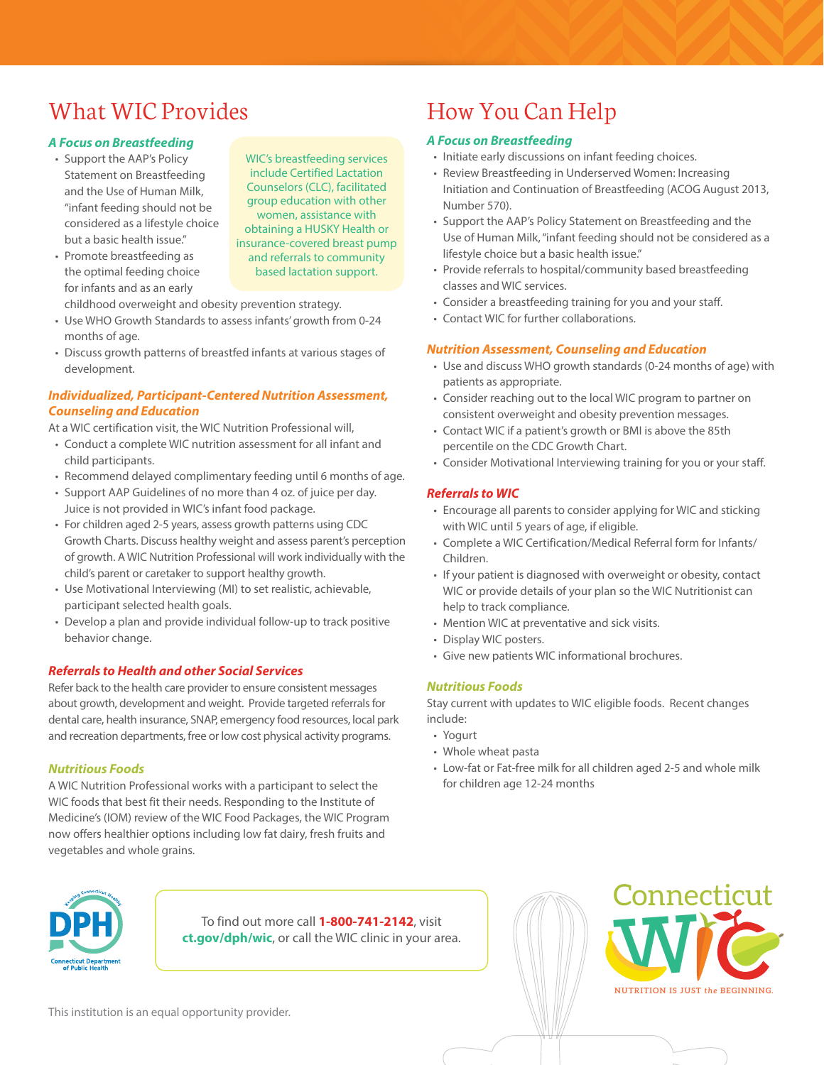# What WIC Provides

### *A Focus on Breastfeeding*

- Support the AAP's Policy Statement on Breastfeeding and the Use of Human Milk, "infant feeding should not be considered as a lifestyle choice but a basic health issue."
- Promote breastfeeding as the optimal feeding choice for infants and as an early childhood overweight and obesity prevention strategy.
- Use WHO Growth Standards to assess infants' growth from 0-24 months of age.
- Discuss growth patterns of breastfed infants at various stages of development.

WIC's breastfeeding services include Certified Lactation Counselors (CLC), facilitated group education with other women, assistance with obtaining a HUSKY Health or insurance-covered breast pump and referrals to community based lactation support.

### *Individualized, Participant-Centered Nutrition Assessment, Counseling and Education*

At a WIC certification visit, the WIC Nutrition Professional will,

- Conduct a complete WIC nutrition assessment for all infant and child participants.
- Recommend delayed complimentary feeding until 6 months of age.
- Support AAP Guidelines of no more than 4 oz. of juice per day. Juice is not provided in WIC's infant food package.
- For children aged 2-5 years, assess growth patterns using CDC Growth Charts. Discuss healthy weight and assess parent's perception of growth. A WIC Nutrition Professional will work individually with the child's parent or caretaker to support healthy growth.
- Use Motivational Interviewing (MI) to set realistic, achievable, participant selected health goals.
- Develop a plan and provide individual follow-up to track positive behavior change.

### *Referrals to Health and other Social Services*

Refer back to the health care provider to ensure consistent messages about growth, development and weight. Provide targeted referrals for dental care, health insurance, SNAP, emergency food resources, local park and recreation departments, free or low cost physical activity programs.

### *Nutritious Foods*

A WIC Nutrition Professional works with a participant to select the WIC foods that best fit their needs. Responding to the Institute of Medicine's (IOM) review of the WIC Food Packages, the WIC Program now offers healthier options including low fat dairy, fresh fruits and vegetables and whole grains.

# How You Can Help

### *A Focus on Breastfeeding*

- Initiate early discussions on infant feeding choices.
- Review Breastfeeding in Underserved Women: Increasing Initiation and Continuation of Breastfeeding (ACOG August 2013, Number 570).
- Support the AAP's Policy Statement on Breastfeeding and the Use of Human Milk, "infant feeding should not be considered as a lifestyle choice but a basic health issue."
- Provide referrals to hospital/community based breastfeeding classes and WIC services.
- Consider a breastfeeding training for you and your staff.
- Contact WIC for further collaborations.

### *Nutrition Assessment, Counseling and Education*

- Use and discuss WHO growth standards (0-24 months of age) with patients as appropriate.
- Consider reaching out to the local WIC program to partner on consistent overweight and obesity prevention messages.
- Contact WIC if a patient's growth or BMI is above the 85th percentile on the CDC Growth Chart.
- Consider Motivational Interviewing training for you or your staff.

### *Referrals to WIC*

- Encourage all parents to consider applying for WIC and sticking with WIC until 5 years of age, if eligible.
- Complete a WIC Certification/Medical Referral form for Infants/ Children.
- If your patient is diagnosed with overweight or obesity, contact WIC or provide details of your plan so the WIC Nutritionist can help to track compliance.
- Mention WIC at preventative and sick visits.
- Display WIC posters.
- Give new patients WIC informational brochures.

### *Nutritious Foods*

Stay current with updates to WIC eligible foods. Recent changes include:

- Yogurt
- Whole wheat pasta
- Low-fat or Fat-free milk for all children aged 2-5 and whole milk for children age 12-24 months

To find out more call **1-800-741-2142**, visit **ct.gov/dph/wic**, or call the WIC clinic in your area.

Connecticut Department of Public Health

Connecticut WIC — NUTRITION IS JUST *the* BEGINNING.

This institution is an equal opportunity provider.